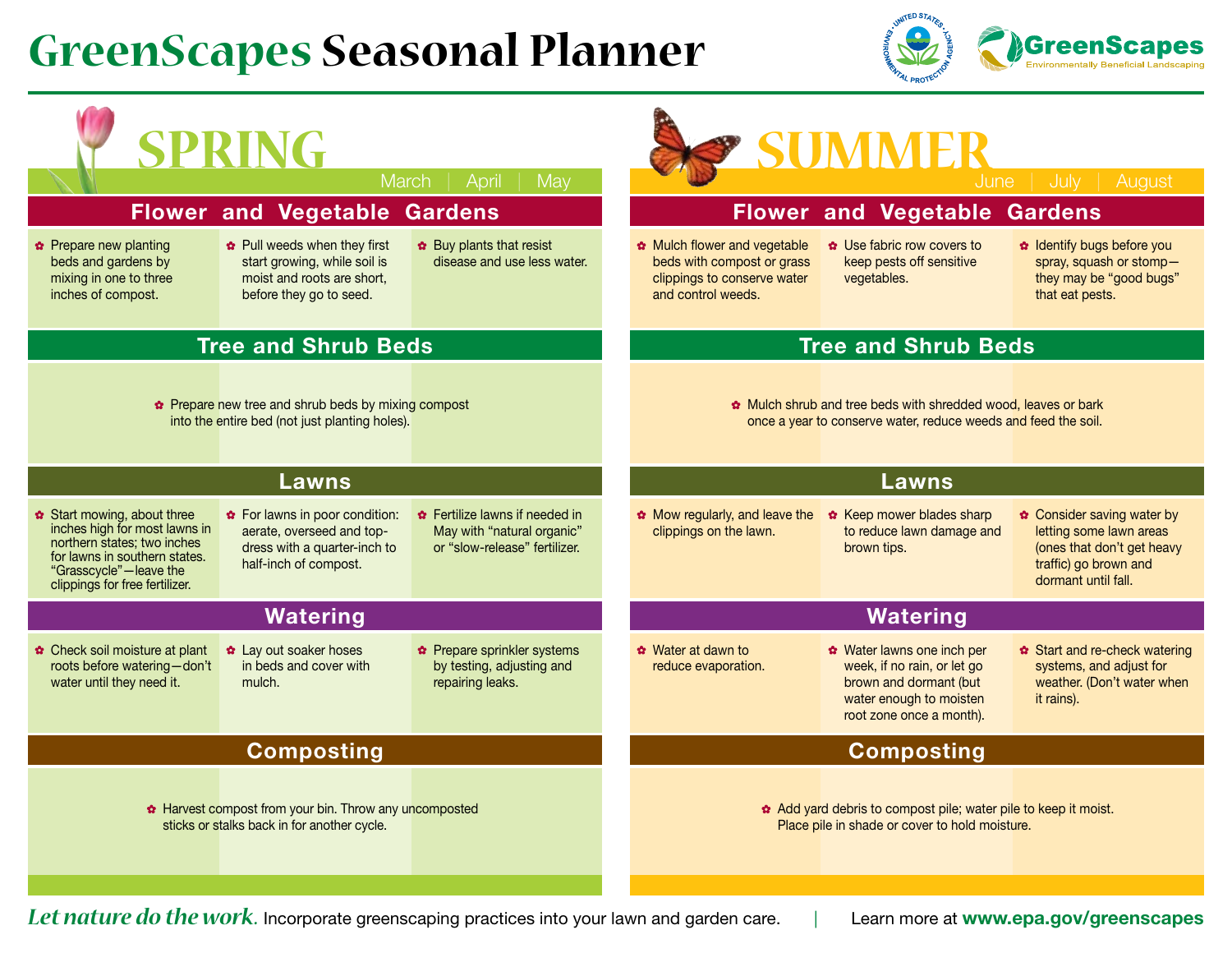# GreenScapes Seasonal Planner

GreenScapes
Environmentally Beneficial Landscaping

## SPRING

March | April | May

### Flower and Vegetable Gardens

- Prepare new planting beds and gardens by mixing in one to three inches of compost.
- Pull weeds when they first start growing, while soil is moist and roots are short, before they go to seed.
- Buy plants that resist disease and use less water.

### Tree and Shrub Beds

- Prepare new tree and shrub beds by mixing compost into the entire bed (not just planting holes).

### Lawns

- Start mowing, about three inches high for most lawns in northern states; two inches for lawns in southern states. "Grasscycle"—leave the clippings for free fertilizer.
- For lawns in poor condition: aerate, overseed and top-dress with a quarter-inch to half-inch of compost.
- Fertilize lawns if needed in May with "natural organic" or "slow-release" fertilizer.

### Watering

- Check soil moisture at plant roots before watering—don't water until they need it.
- Lay out soaker hoses in beds and cover with mulch.
- Prepare sprinkler systems by testing, adjusting and repairing leaks.

### Composting

- Harvest compost from your bin. Throw any uncomposted sticks or stalks back in for another cycle.

## SUMMER

June | July | August

### Flower and Vegetable Gardens

- Mulch flower and vegetable beds with compost or grass clippings to conserve water and control weeds.
- Use fabric row covers to keep pests off sensitive vegetables.
- Identify bugs before you spray, squash or stomp—they may be "good bugs" that eat pests.

### Tree and Shrub Beds

- Mulch shrub and tree beds with shredded wood, leaves or bark once a year to conserve water, reduce weeds and feed the soil.

### Lawns

- Mow regularly, and leave the clippings on the lawn.
- Keep mower blades sharp to reduce lawn damage and brown tips.
- Consider saving water by letting some lawn areas (ones that don't get heavy traffic) go brown and dormant until fall.

### Watering

- Water at dawn to reduce evaporation.
- Water lawns one inch per week, if no rain, or let go brown and dormant (but water enough to moisten root zone once a month).
- Start and re-check watering systems, and adjust for weather. (Don't water when it rains).

### Composting

- Add yard debris to compost pile; water pile to keep it moist. Place pile in shade or cover to hold moisture.

*Let nature do the work.* Incorporate greenscaping practices into your lawn and garden care. | Learn more at **www.epa.gov/greenscapes**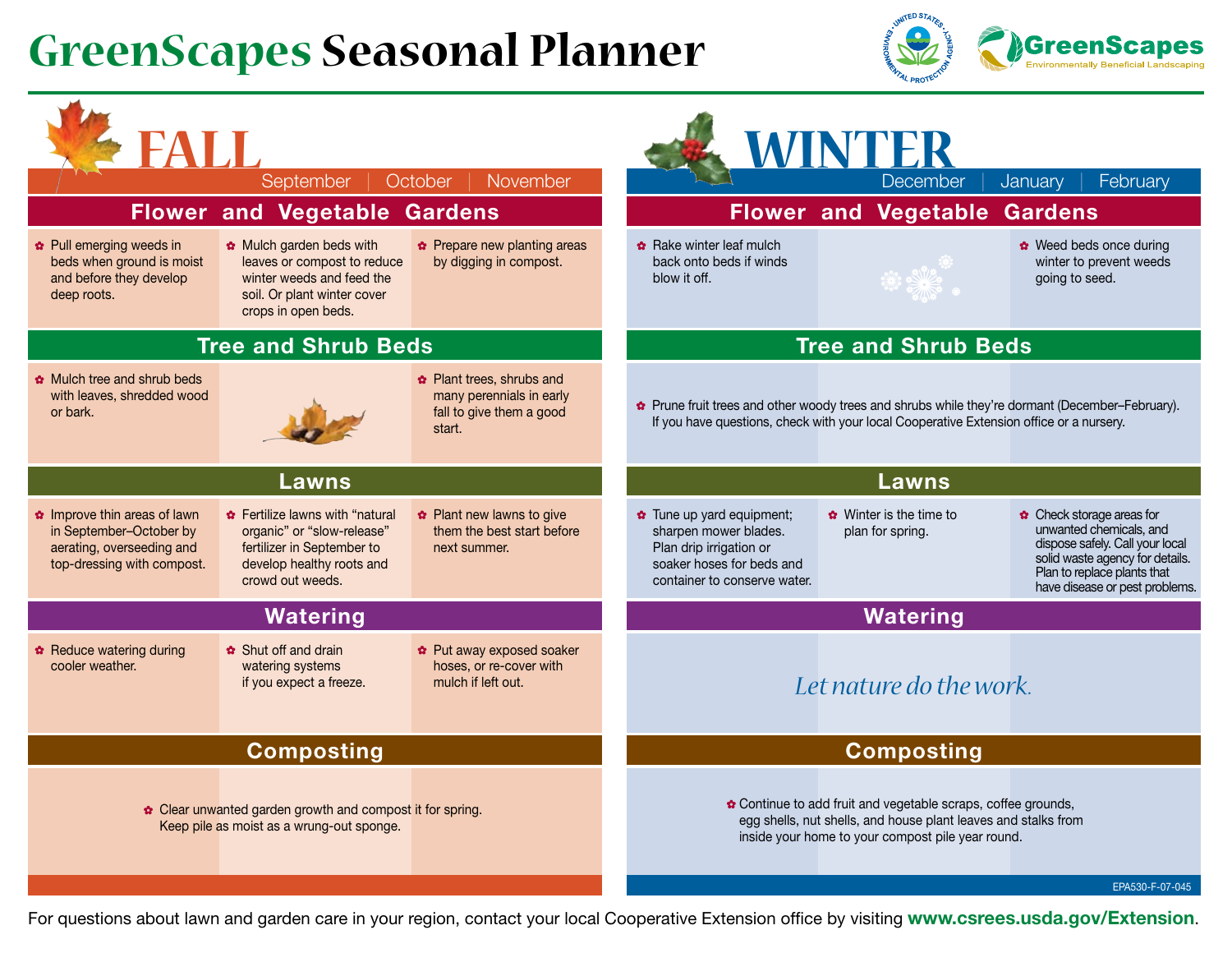# GreenScapes Seasonal Planner

GreenScapes — Environmentally Beneficial Landscaping

## FALL

September | October | November

### Flower and Vegetable Gardens

- Pull emerging weeds in beds when ground is moist and before they develop deep roots.
- Mulch garden beds with leaves or compost to reduce winter weeds and feed the soil. Or plant winter cover crops in open beds.
- Prepare new planting areas by digging in compost.

### Tree and Shrub Beds

- Mulch tree and shrub beds with leaves, shredded wood or bark.
- Plant trees, shrubs and many perennials in early fall to give them a good start.

### Lawns

- Improve thin areas of lawn in September–October by aerating, overseeding and top-dressing with compost.
- Fertilize lawns with "natural organic" or "slow-release" fertilizer in September to develop healthy roots and crowd out weeds.
- Plant new lawns to give them the best start before next summer.

### Watering

- Reduce watering during cooler weather.
- Shut off and drain watering systems if you expect a freeze.
- Put away exposed soaker hoses, or re-cover with mulch if left out.

### Composting

- Clear unwanted garden growth and compost it for spring. Keep pile as moist as a wrung-out sponge.

## WINTER

December | January | February

### Flower and Vegetable Gardens

- Rake winter leaf mulch back onto beds if winds blow it off.
- Weed beds once during winter to prevent weeds going to seed.

### Tree and Shrub Beds

- Prune fruit trees and other woody trees and shrubs while they're dormant (December–February). If you have questions, check with your local Cooperative Extension office or a nursery.

### Lawns

- Tune up yard equipment; sharpen mower blades. Plan drip irrigation or soaker hoses for beds and container to conserve water.
- Winter is the time to plan for spring.
- Check storage areas for unwanted chemicals, and dispose safely. Call your local solid waste agency for details. Plan to replace plants that have disease or pest problems.

### Watering

*Let nature do the work.*

### Composting

- Continue to add fruit and vegetable scraps, coffee grounds, egg shells, nut shells, and house plant leaves and stalks from inside your home to your compost pile year round.

EPA530-F-07-045

For questions about lawn and garden care in your region, contact your local Cooperative Extension office by visiting **www.csrees.usda.gov/Extension**.